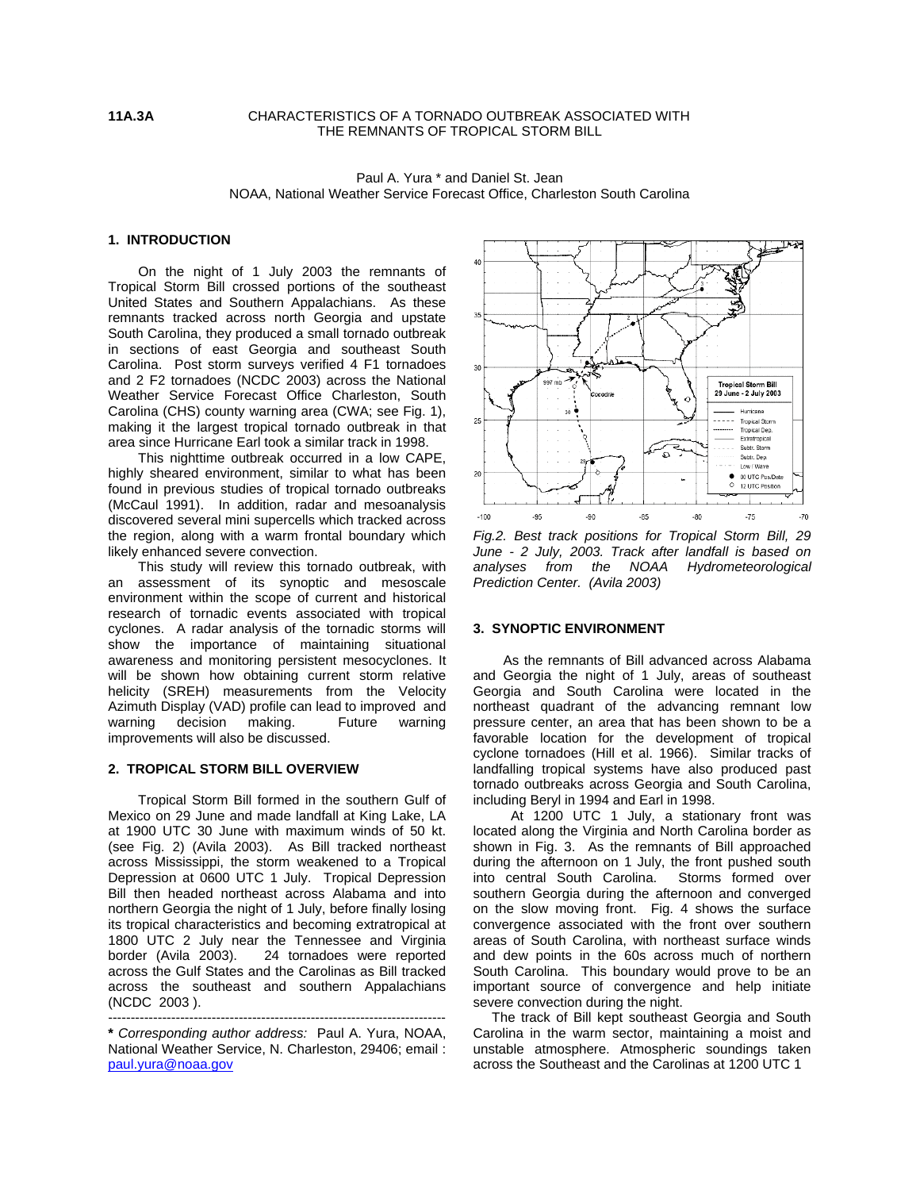**11A.3A**

# CHARACTERISTICS OF A TORNADO OUTBREAK ASSOCIATED WITH THE REMNANTS OF TROPICAL STORM BILL

Paul A. Yura * and Daniel St. Jean
NOAA, National Weather Service Forecast Office, Charleston South Carolina

## 1. INTRODUCTION

On the night of 1 July 2003 the remnants of Tropical Storm Bill crossed portions of the southeast United States and Southern Appalachians. As these remnants tracked across north Georgia and upstate South Carolina, they produced a small tornado outbreak in sections of east Georgia and southeast South Carolina. Post storm surveys verified 4 F1 tornadoes and 2 F2 tornadoes (NCDC 2003) across the National Weather Service Forecast Office Charleston, South Carolina (CHS) county warning area (CWA; see Fig. 1), making it the largest tropical tornado outbreak in that area since Hurricane Earl took a similar track in 1998.

This nighttime outbreak occurred in a low CAPE, highly sheared environment, similar to what has been found in previous studies of tropical tornado outbreaks (McCaul 1991). In addition, radar and mesoanalysis discovered several mini supercells which tracked across the region, along with a warm frontal boundary which likely enhanced severe convection.

This study will review this tornado outbreak, with an assessment of its synoptic and mesoscale environment within the scope of current and historical research of tornadic events associated with tropical cyclones. A radar analysis of the tornadic storms will show the importance of maintaining situational awareness and monitoring persistent mesocyclones. It will be shown how obtaining current storm relative helicity (SREH) measurements from the Velocity Azimuth Display (VAD) profile can lead to improved and warning decision making. Future warning improvements will also be discussed.

## 2. TROPICAL STORM BILL OVERVIEW

Tropical Storm Bill formed in the southern Gulf of Mexico on 29 June and made landfall at King Lake, LA at 1900 UTC 30 June with maximum winds of 50 kt. (see Fig. 2) (Avila 2003). As Bill tracked northeast across Mississippi, the storm weakened to a Tropical Depression at 0600 UTC 1 July. Tropical Depression Bill then headed northeast across Alabama and into northern Georgia the night of 1 July, before finally losing its tropical characteristics and becoming extratropical at 1800 UTC 2 July near the Tennessee and Virginia border (Avila 2003). 24 tornadoes were reported across the Gulf States and the Carolinas as Bill tracked across the southeast and southern Appalachians (NCDC 2003 ).

---

**\*** *Corresponding author address:* Paul A. Yura, NOAA, National Weather Service, N. Charleston, 29406; email : paul.yura@noaa.gov

*Fig.2. Best track positions for Tropical Storm Bill, 29 June - 2 July, 2003. Track after landfall is based on analyses from the NOAA Hydrometeorological Prediction Center. (Avila 2003)*

## 3. SYNOPTIC ENVIRONMENT

As the remnants of Bill advanced across Alabama and Georgia the night of 1 July, areas of southeast Georgia and South Carolina were located in the northeast quadrant of the advancing remnant low pressure center, an area that has been shown to be a favorable location for the development of tropical cyclone tornadoes (Hill et al. 1966). Similar tracks of landfalling tropical systems have also produced past tornado outbreaks across Georgia and South Carolina, including Beryl in 1994 and Earl in 1998.

At 1200 UTC 1 July, a stationary front was located along the Virginia and North Carolina border as shown in Fig. 3. As the remnants of Bill approached during the afternoon on 1 July, the front pushed south into central South Carolina. Storms formed over southern Georgia during the afternoon and converged on the slow moving front. Fig. 4 shows the surface convergence associated with the front over southern areas of South Carolina, with northeast surface winds and dew points in the 60s across much of northern South Carolina. This boundary would prove to be an important source of convergence and help initiate severe convection during the night.

The track of Bill kept southeast Georgia and South Carolina in the warm sector, maintaining a moist and unstable atmosphere. Atmospheric soundings taken across the Southeast and the Carolinas at 1200 UTC 1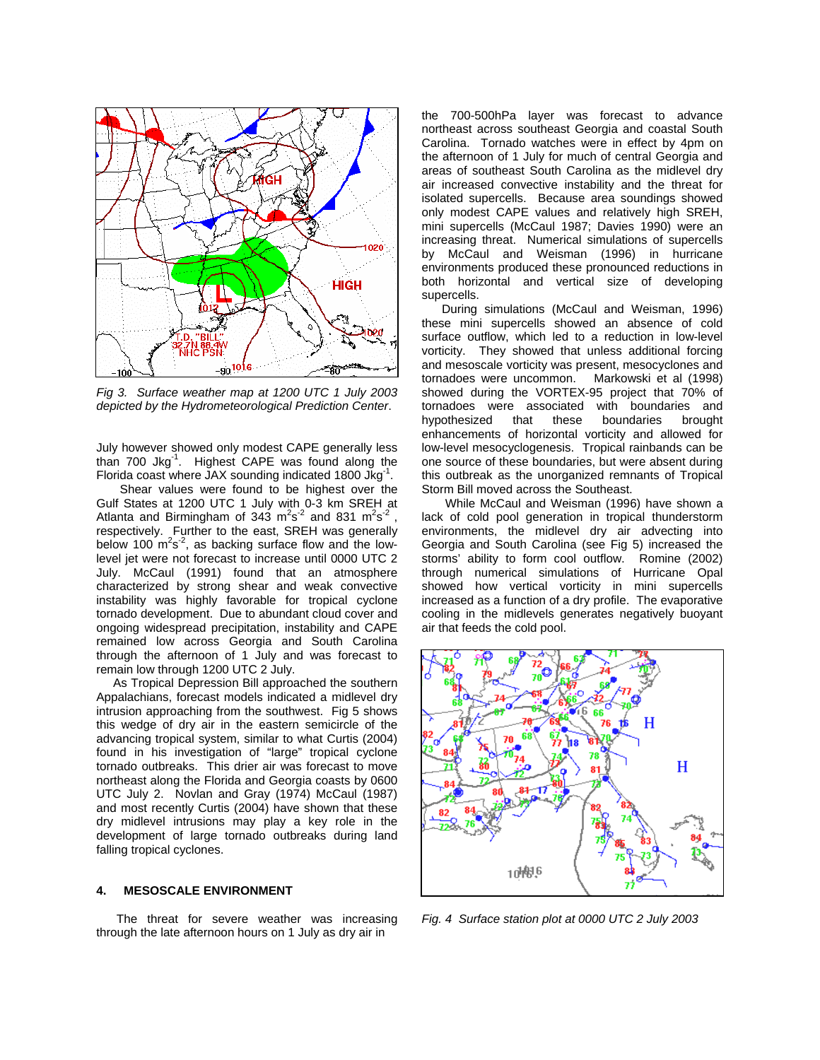*Fig 3. Surface weather map at 1200 UTC 1 July 2003 depicted by the Hydrometeorological Prediction Center.*

July however showed only modest CAPE generally less than 700 $Jkg^{-1}$. Highest CAPE was found along the Florida coast where JAX sounding indicated 1800 $Jkg^{-1}$.

Shear values were found to be highest over the Gulf States at 1200 UTC 1 July with 0-3 km SREH at Atlanta and Birmingham of 343 $m^2s^{-2}$ and 831 $m^2s^{-2}$, respectively. Further to the east, SREH was generally below 100 $m^2s^{-2}$, as backing surface flow and the low-level jet were not forecast to increase until 0000 UTC 2 July. McCaul (1991) found that an atmosphere characterized by strong shear and weak convective instability was highly favorable for tropical cyclone tornado development. Due to abundant cloud cover and ongoing widespread precipitation, instability and CAPE remained low across Georgia and South Carolina through the afternoon of 1 July and was forecast to remain low through 1200 UTC 2 July.

As Tropical Depression Bill approached the southern Appalachians, forecast models indicated a midlevel dry intrusion approaching from the southwest. Fig 5 shows this wedge of dry air in the eastern semicircle of the advancing tropical system, similar to what Curtis (2004) found in his investigation of "large" tropical cyclone tornado outbreaks. This drier air was forecast to move northeast along the Florida and Georgia coasts by 0600 UTC July 2. Novlan and Gray (1974) McCaul (1987) and most recently Curtis (2004) have shown that these dry midlevel intrusions may play a key role in the development of large tornado outbreaks during land falling tropical cyclones.

## 4. MESOSCALE ENVIRONMENT

The threat for severe weather was increasing through the late afternoon hours on 1 July as dry air in the 700-500hPa layer was forecast to advance northeast across southeast Georgia and coastal South Carolina. Tornado watches were in effect by 4pm on the afternoon of 1 July for much of central Georgia and areas of southeast South Carolina as the midlevel dry air increased convective instability and the threat for isolated supercells. Because area soundings showed only modest CAPE values and relatively high SREH, mini supercells (McCaul 1987; Davies 1990) were an increasing threat. Numerical simulations of supercells by McCaul and Weisman (1996) in hurricane environments produced these pronounced reductions in both horizontal and vertical size of developing supercells.

During simulations (McCaul and Weisman, 1996) these mini supercells showed an absence of cold surface outflow, which led to a reduction in low-level vorticity. They showed that unless additional forcing and mesoscale vorticity was present, mesocyclones and tornadoes were uncommon. Markowski et al (1998) showed during the VORTEX-95 project that 70% of tornadoes were associated with boundaries and hypothesized that these boundaries brought enhancements of horizontal vorticity and allowed for low-level mesocyclogenesis. Tropical rainbands can be one source of these boundaries, but were absent during this outbreak as the unorganized remnants of Tropical Storm Bill moved across the Southeast.

While McCaul and Weisman (1996) have shown a lack of cold pool generation in tropical thunderstorm environments, the midlevel dry air advecting into Georgia and South Carolina (see Fig 5) increased the storms' ability to form cool outflow. Romine (2002) through numerical simulations of Hurricane Opal showed how vertical vorticity in mini supercells increased as a function of a dry profile. The evaporative cooling in the midlevels generates negatively buoyant air that feeds the cold pool.

*Fig. 4 Surface station plot at 0000 UTC 2 July 2003*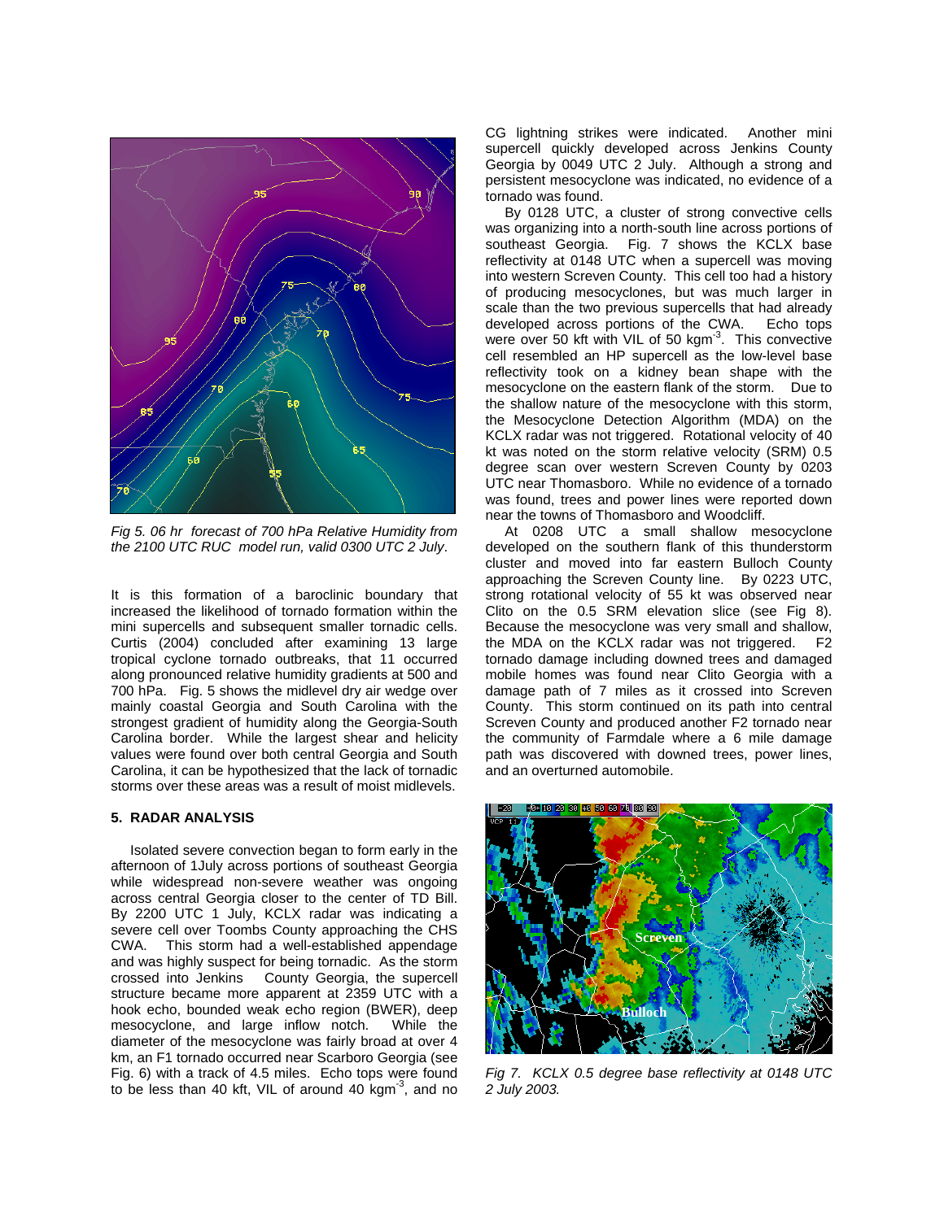*Fig 5. 06 hr forecast of 700 hPa Relative Humidity from the 2100 UTC RUC model run, valid 0300 UTC 2 July.*

It is this formation of a baroclinic boundary that increased the likelihood of tornado formation within the mini supercells and subsequent smaller tornadic cells. Curtis (2004) concluded after examining 13 large tropical cyclone tornado outbreaks, that 11 occurred along pronounced relative humidity gradients at 500 and 700 hPa. Fig. 5 shows the midlevel dry air wedge over mainly coastal Georgia and South Carolina with the strongest gradient of humidity along the Georgia-South Carolina border. While the largest shear and helicity values were found over both central Georgia and South Carolina, it can be hypothesized that the lack of tornadic storms over these areas was a result of moist midlevels.

## 5. RADAR ANALYSIS

Isolated severe convection began to form early in the afternoon of 1July across portions of southeast Georgia while widespread non-severe weather was ongoing across central Georgia closer to the center of TD Bill. By 2200 UTC 1 July, KCLX radar was indicating a severe cell over Toombs County approaching the CHS CWA. This storm had a well-established appendage and was highly suspect for being tornadic. As the storm crossed into Jenkins County Georgia, the supercell structure became more apparent at 2359 UTC with a hook echo, bounded weak echo region (BWER), deep mesocyclone, and large inflow notch. While the diameter of the mesocyclone was fairly broad at over 4 km, an F1 tornado occurred near Scarboro Georgia (see Fig. 6) with a track of 4.5 miles. Echo tops were found to be less than 40 kft, VIL of around 40 kgm$^{-3}$, and no CG lightning strikes were indicated. Another mini supercell quickly developed across Jenkins County Georgia by 0049 UTC 2 July. Although a strong and persistent mesocyclone was indicated, no evidence of a tornado was found.

By 0128 UTC, a cluster of strong convective cells was organizing into a north-south line across portions of southeast Georgia. Fig. 7 shows the KCLX base reflectivity at 0148 UTC when a supercell was moving into western Screven County. This cell too had a history of producing mesocyclones, but was much larger in scale than the two previous supercells that had already developed across portions of the CWA. Echo tops were over 50 kft with VIL of 50 kgm$^{-3}$. This convective cell resembled an HP supercell as the low-level base reflectivity took on a kidney bean shape with the mesocyclone on the eastern flank of the storm. Due to the shallow nature of the mesocyclone with this storm, the Mesocyclone Detection Algorithm (MDA) on the KCLX radar was not triggered. Rotational velocity of 40 kt was noted on the storm relative velocity (SRM) 0.5 degree scan over western Screven County by 0203 UTC near Thomasboro. While no evidence of a tornado was found, trees and power lines were reported down near the towns of Thomasboro and Woodcliff.

At 0208 UTC a small shallow mesocyclone developed on the southern flank of this thunderstorm cluster and moved into far eastern Bulloch County approaching the Screven County line. By 0223 UTC, strong rotational velocity of 55 kt was observed near Clito on the 0.5 SRM elevation slice (see Fig 8). Because the mesocyclone was very small and shallow, the MDA on the KCLX radar was not triggered. F2 tornado damage including downed trees and damaged mobile homes was found near Clito Georgia with a damage path of 7 miles as it crossed into Screven County. This storm continued on its path into central Screven County and produced another F2 tornado near the community of Farmdale where a 6 mile damage path was discovered with downed trees, power lines, and an overturned automobile.

*Fig 7. KCLX 0.5 degree base reflectivity at 0148 UTC 2 July 2003.*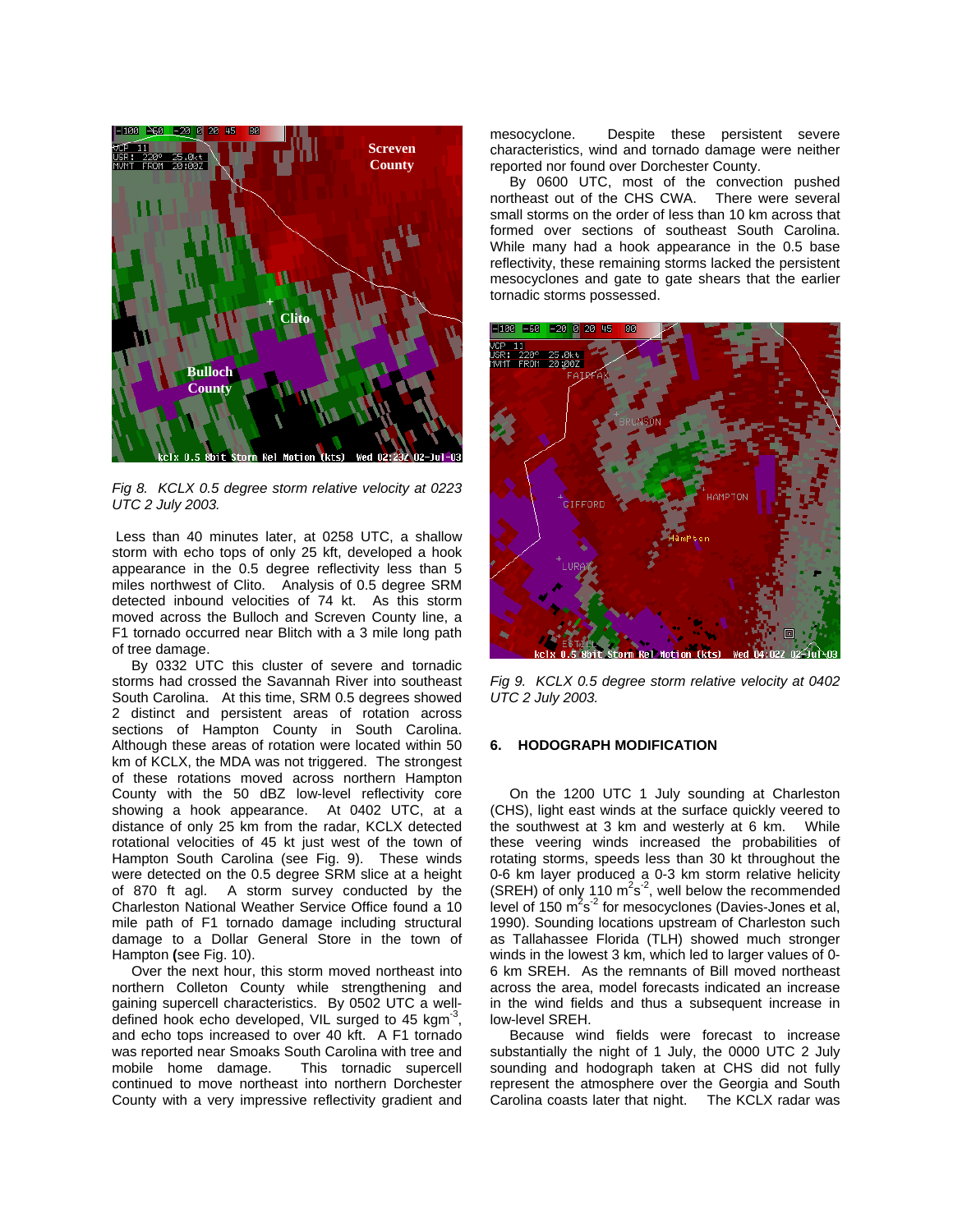Fig 8. KCLX 0.5 degree storm relative velocity at 0223 UTC 2 July 2003.

Less than 40 minutes later, at 0258 UTC, a shallow storm with echo tops of only 25 kft, developed a hook appearance in the 0.5 degree reflectivity less than 5 miles northwest of Clito. Analysis of 0.5 degree SRM detected inbound velocities of 74 kt. As this storm moved across the Bulloch and Screven County line, a F1 tornado occurred near Blitch with a 3 mile long path of tree damage.

By 0332 UTC this cluster of severe and tornadic storms had crossed the Savannah River into southeast South Carolina. At this time, SRM 0.5 degrees showed 2 distinct and persistent areas of rotation across sections of Hampton County in South Carolina. Although these areas of rotation were located within 50 km of KCLX, the MDA was not triggered. The strongest of these rotations moved across northern Hampton County with the 50 dBZ low-level reflectivity core showing a hook appearance. At 0402 UTC, at a distance of only 25 km from the radar, KCLX detected rotational velocities of 45 kt just west of the town of Hampton South Carolina (see Fig. 9). These winds were detected on the 0.5 degree SRM slice at a height of 870 ft agl. A storm survey conducted by the Charleston National Weather Service Office found a 10 mile path of F1 tornado damage including structural damage to a Dollar General Store in the town of Hampton **(**see Fig. 10).

Over the next hour, this storm moved northeast into northern Colleton County while strengthening and gaining supercell characteristics. By 0502 UTC a well-defined hook echo developed, VIL surged to 45 kgm$^{-3}$, and echo tops increased to over 40 kft. A F1 tornado was reported near Smoaks South Carolina with tree and mobile home damage. This tornadic supercell continued to move northeast into northern Dorchester County with a very impressive reflectivity gradient and mesocyclone. Despite these persistent severe characteristics, wind and tornado damage were neither reported nor found over Dorchester County.

By 0600 UTC, most of the convection pushed northeast out of the CHS CWA. There were several small storms on the order of less than 10 km across that formed over sections of southeast South Carolina. While many had a hook appearance in the 0.5 base reflectivity, these remaining storms lacked the persistent mesocyclones and gate to gate shears that the earlier tornadic storms possessed.

Fig 9. KCLX 0.5 degree storm relative velocity at 0402 UTC 2 July 2003.

## 6. HODOGRAPH MODIFICATION

On the 1200 UTC 1 July sounding at Charleston (CHS), light east winds at the surface quickly veered to the southwest at 3 km and westerly at 6 km. While these veering winds increased the probabilities of rotating storms, speeds less than 30 kt throughout the 0-6 km layer produced a 0-3 km storm relative helicity (SREH) of only 110 m$^2$s$^{-2}$, well below the recommended level of 150 m$^2$s$^{-2}$ for mesocyclones (Davies-Jones et al, 1990). Sounding locations upstream of Charleston such as Tallahassee Florida (TLH) showed much stronger winds in the lowest 3 km, which led to larger values of 0-6 km SREH. As the remnants of Bill moved northeast across the area, model forecasts indicated an increase in the wind fields and thus a subsequent increase in low-level SREH.

Because wind fields were forecast to increase substantially the night of 1 July, the 0000 UTC 2 July sounding and hodograph taken at CHS did not fully represent the atmosphere over the Georgia and South Carolina coasts later that night. The KCLX radar was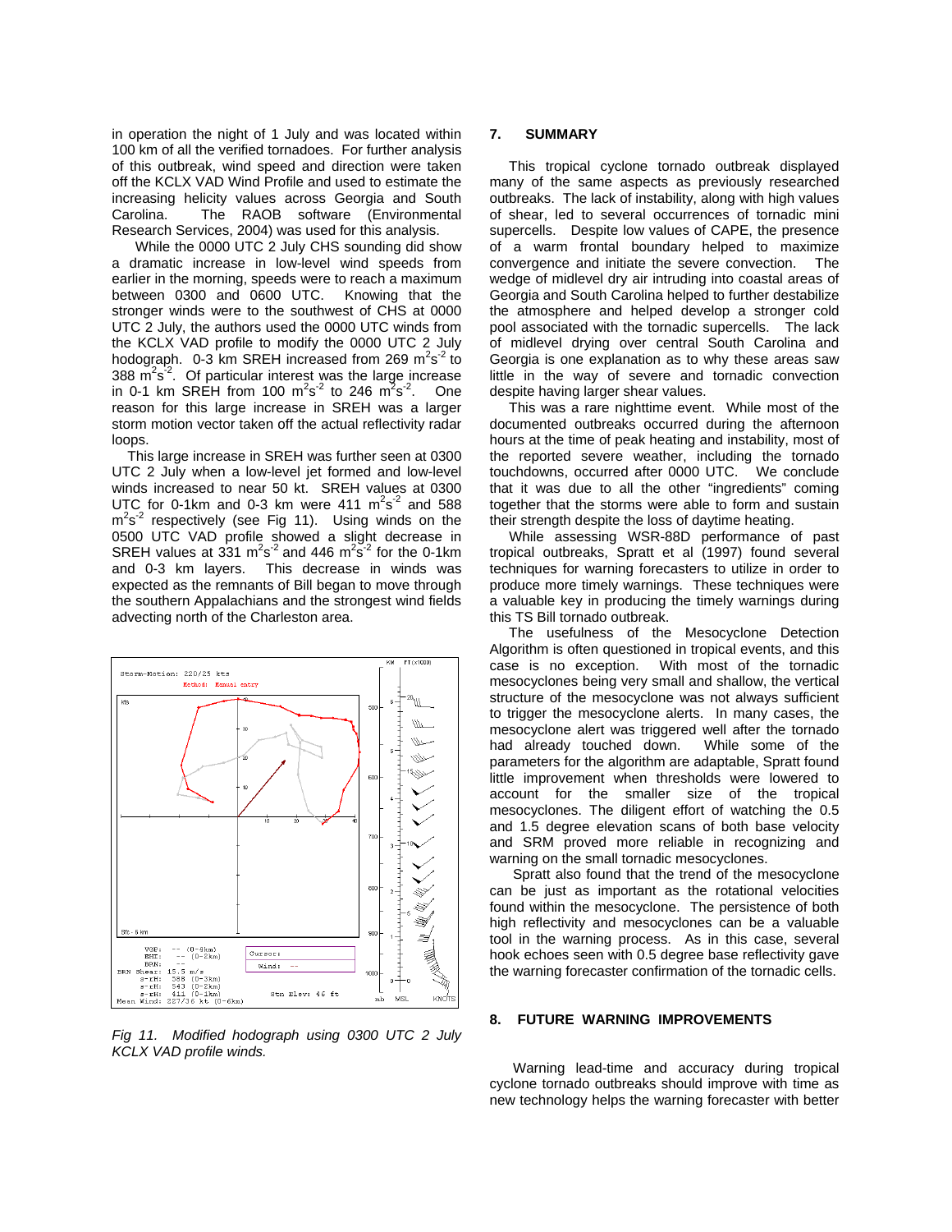in operation the night of 1 July and was located within 100 km of all the verified tornadoes. For further analysis of this outbreak, wind speed and direction were taken off the KCLX VAD Wind Profile and used to estimate the increasing helicity values across Georgia and South Carolina. The RAOB software (Environmental Research Services, 2004) was used for this analysis.

While the 0000 UTC 2 July CHS sounding did show a dramatic increase in low-level wind speeds from earlier in the morning, speeds were to reach a maximum between 0300 and 0600 UTC. Knowing that the stronger winds were to the southwest of CHS at 0000 UTC 2 July, the authors used the 0000 UTC winds from the KCLX VAD profile to modify the 0000 UTC 2 July hodograph. 0-3 km SREH increased from 269 $m^2s^{-2}$ to 388 $m^2s^{-2}$. Of particular interest was the large increase in 0-1 km SREH from 100 $m^2s^{-2}$ to 246 $m^2s^{-2}$. One reason for this large increase in SREH was a larger storm motion vector taken off the actual reflectivity radar loops.

This large increase in SREH was further seen at 0300 UTC 2 July when a low-level jet formed and low-level winds increased to near 50 kt. SREH values at 0300 UTC for 0-1km and 0-3 km were 411 $m^2s^{-2}$ and 588 $m^2s^{-2}$ respectively (see Fig 11). Using winds on the 0500 UTC VAD profile showed a slight decrease in SREH values at 331 $m^2s^{-2}$ and 446 $m^2s^{-2}$ for the 0-1km and 0-3 km layers. This decrease in winds was expected as the remnants of Bill began to move through the southern Appalachians and the strongest wind fields advecting north of the Charleston area.

*Fig 11. Modified hodograph using 0300 UTC 2 July KCLX VAD profile winds.*

## 7. SUMMARY

This tropical cyclone tornado outbreak displayed many of the same aspects as previously researched outbreaks. The lack of instability, along with high values of shear, led to several occurrences of tornadic mini supercells. Despite low values of CAPE, the presence of a warm frontal boundary helped to maximize convergence and initiate the severe convection. The wedge of midlevel dry air intruding into coastal areas of Georgia and South Carolina helped to further destabilize the atmosphere and helped develop a stronger cold pool associated with the tornadic supercells. The lack of midlevel drying over central South Carolina and Georgia is one explanation as to why these areas saw little in the way of severe and tornadic convection despite having larger shear values.

This was a rare nighttime event. While most of the documented outbreaks occurred during the afternoon hours at the time of peak heating and instability, most of the reported severe weather, including the tornado touchdowns, occurred after 0000 UTC. We conclude that it was due to all the other "ingredients" coming together that the storms were able to form and sustain their strength despite the loss of daytime heating.

While assessing WSR-88D performance of past tropical outbreaks, Spratt et al (1997) found several techniques for warning forecasters to utilize in order to produce more timely warnings. These techniques were a valuable key in producing the timely warnings during this TS Bill tornado outbreak.

The usefulness of the Mesocyclone Detection Algorithm is often questioned in tropical events, and this case is no exception. With most of the tornadic mesocyclones being very small and shallow, the vertical structure of the mesocyclone was not always sufficient to trigger the mesocyclone alerts. In many cases, the mesocyclone alert was triggered well after the tornado had already touched down. While some of the parameters for the algorithm are adaptable, Spratt found little improvement when thresholds were lowered to account for the smaller size of the tropical mesocyclones. The diligent effort of watching the 0.5 and 1.5 degree elevation scans of both base velocity and SRM proved more reliable in recognizing and warning on the small tornadic mesocyclones.

Spratt also found that the trend of the mesocyclone can be just as important as the rotational velocities found within the mesocyclone. The persistence of both high reflectivity and mesocyclones can be a valuable tool in the warning process. As in this case, several hook echoes seen with 0.5 degree base reflectivity gave the warning forecaster confirmation of the tornadic cells.

## 8. FUTURE WARNING IMPROVEMENTS

Warning lead-time and accuracy during tropical cyclone tornado outbreaks should improve with time as new technology helps the warning forecaster with better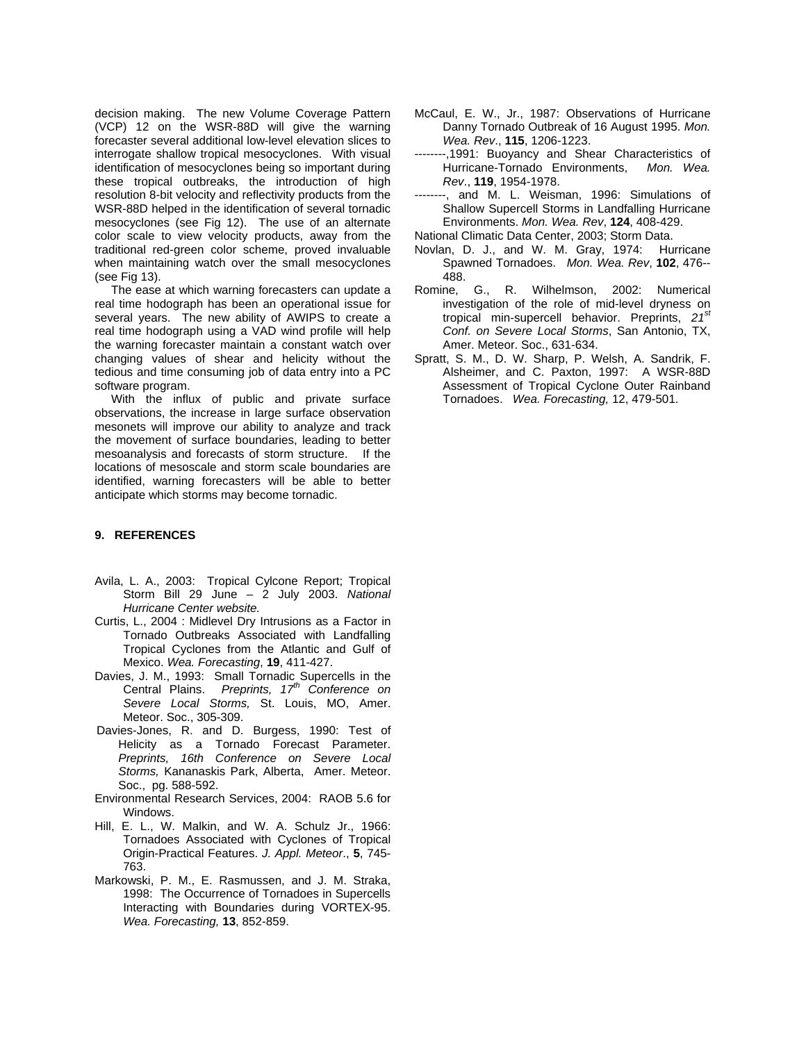decision making. The new Volume Coverage Pattern (VCP) 12 on the WSR-88D will give the warning forecaster several additional low-level elevation slices to interrogate shallow tropical mesocyclones. With visual identification of mesocyclones being so important during these tropical outbreaks, the introduction of high resolution 8-bit velocity and reflectivity products from the WSR-88D helped in the identification of several tornadic mesocyclones (see Fig 12). The use of an alternate color scale to view velocity products, away from the traditional red-green color scheme, proved invaluable when maintaining watch over the small mesocyclones (see Fig 13).

The ease at which warning forecasters can update a real time hodograph has been an operational issue for several years. The new ability of AWIPS to create a real time hodograph using a VAD wind profile will help the warning forecaster maintain a constant watch over changing values of shear and helicity without the tedious and time consuming job of data entry into a PC software program.

With the influx of public and private surface observations, the increase in large surface observation mesonets will improve our ability to analyze and track the movement of surface boundaries, leading to better mesoanalysis and forecasts of storm structure. If the locations of mesoscale and storm scale boundaries are identified, warning forecasters will be able to better anticipate which storms may become tornadic.

## 9. REFERENCES

Avila, L. A., 2003: Tropical Cylcone Report; Tropical Storm Bill 29 June – 2 July 2003. *National Hurricane Center website.*

Curtis, L., 2004 : Midlevel Dry Intrusions as a Factor in Tornado Outbreaks Associated with Landfalling Tropical Cyclones from the Atlantic and Gulf of Mexico. *Wea. Forecasting*, **19**, 411-427.

Davies, J. M., 1993: Small Tornadic Supercells in the Central Plains. *Preprints, 17th Conference on Severe Local Storms,* St. Louis, MO, Amer. Meteor. Soc., 305-309.

Davies-Jones, R. and D. Burgess, 1990: Test of Helicity as a Tornado Forecast Parameter. *Preprints, 16th Conference on Severe Local Storms,* Kananaskis Park, Alberta, Amer. Meteor. Soc., pg. 588-592.

Environmental Research Services, 2004: RAOB 5.6 for Windows.

Hill, E. L., W. Malkin, and W. A. Schulz Jr., 1966: Tornadoes Associated with Cyclones of Tropical Origin-Practical Features. *J. Appl. Meteor*., **5**, 745-763.

Markowski, P. M., E. Rasmussen, and J. M. Straka, 1998: The Occurrence of Tornadoes in Supercells Interacting with Boundaries during VORTEX-95. *Wea. Forecasting,* **13**, 852-859.

McCaul, E. W., Jr., 1987: Observations of Hurricane Danny Tornado Outbreak of 16 August 1995. *Mon. Wea. Rev*., **115**, 1206-1223.

--------,1991: Buoyancy and Shear Characteristics of Hurricane-Tornado Environments, *Mon. Wea. Rev*., **119**, 1954-1978.

--------, and M. L. Weisman, 1996: Simulations of Shallow Supercell Storms in Landfalling Hurricane Environments. *Mon. Wea. Rev*, **124**, 408-429.

National Climatic Data Center, 2003; Storm Data.

Novlan, D. J., and W. M. Gray, 1974: Hurricane Spawned Tornadoes. *Mon. Wea. Rev*, **102**, 476--488.

Romine, G., R. Wilhelmson, 2002: Numerical investigation of the role of mid-level dryness on tropical min-supercell behavior. Preprints, *21st Conf. on Severe Local Storms*, San Antonio, TX, Amer. Meteor. Soc., 631-634.

Spratt, S. M., D. W. Sharp, P. Welsh, A. Sandrik, F. Alsheimer, and C. Paxton, 1997: A WSR-88D Assessment of Tropical Cyclone Outer Rainband Tornadoes. *Wea. Forecasting,* 12, 479-501.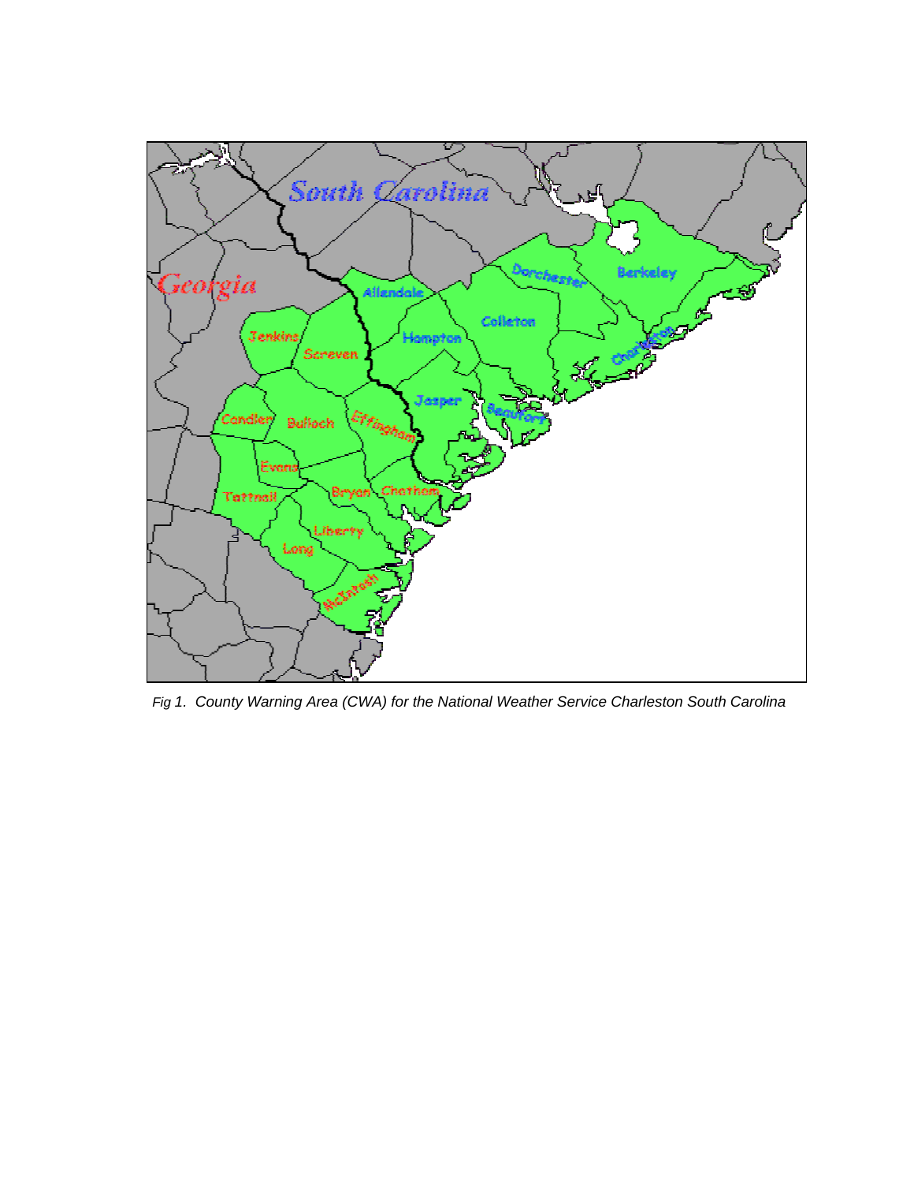*Fig 1. County Warning Area (CWA) for the National Weather Service Charleston South Carolina*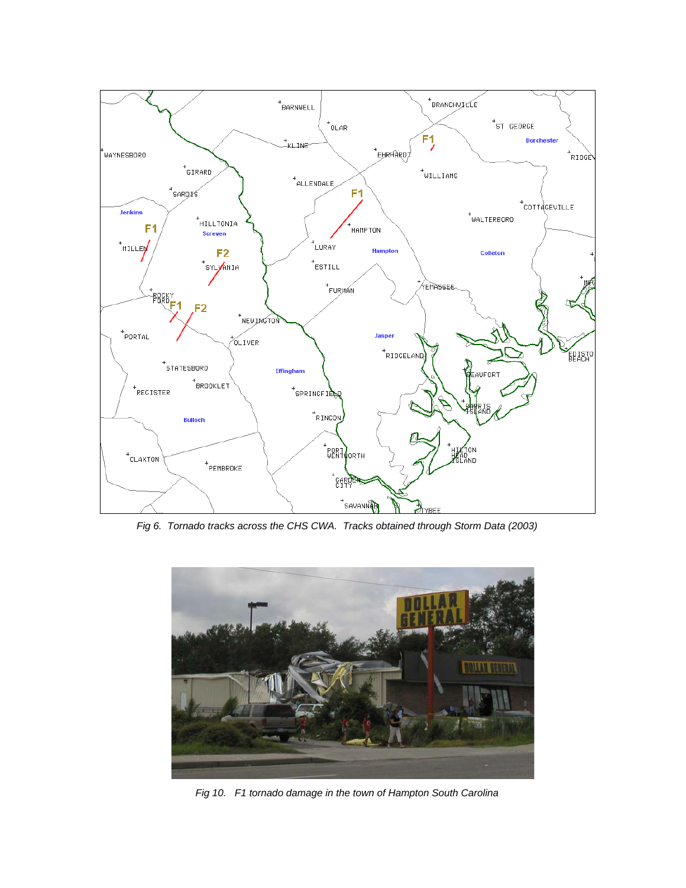*Fig 6. Tornado tracks across the CHS CWA. Tracks obtained through Storm Data (2003)*

*Fig 10. F1 tornado damage in the town of Hampton South Carolina*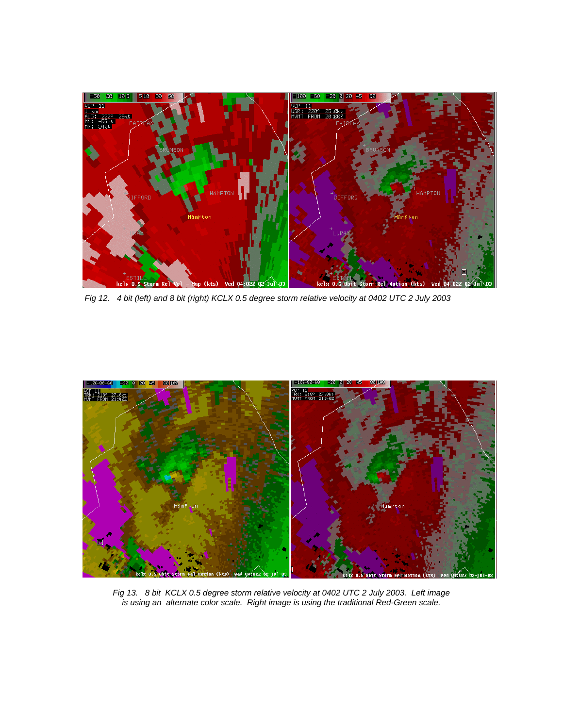*Fig 12. 4 bit (left) and 8 bit (right) KCLX 0.5 degree storm relative velocity at 0402 UTC 2 July 2003*

*Fig 13. 8 bit KCLX 0.5 degree storm relative velocity at 0402 UTC 2 July 2003. Left image is using an alternate color scale. Right image is using the traditional Red-Green scale.*